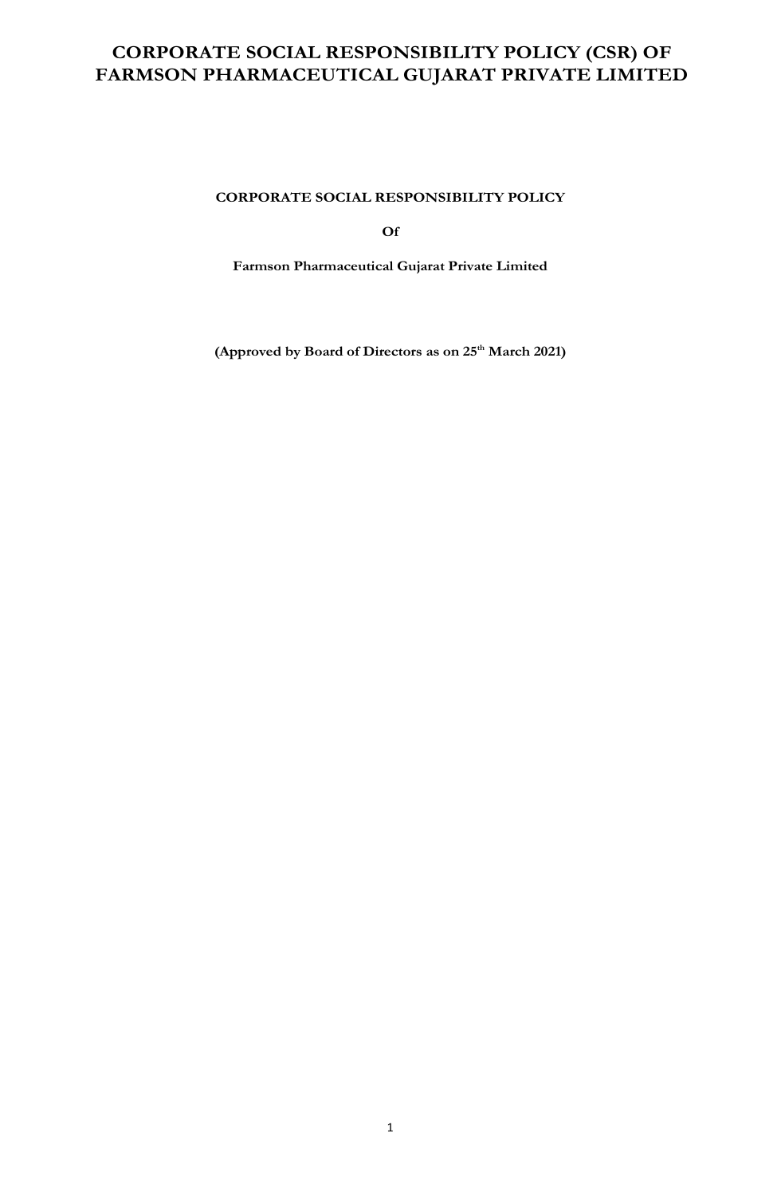# CORPORATE SOCIAL RESPONSIBILITY POLICY (CSR) OF FARMSON PHARMACEUTICAL GUJARAT PRIVATE LIMITED

**CORPORATE SOCIAL RESPONSIBILITY POLICY**

**Of**

**Farmson Pharmaceutical Gujarat Private Limited**

**(Approved by Board of Directors as on 25th March 2021)**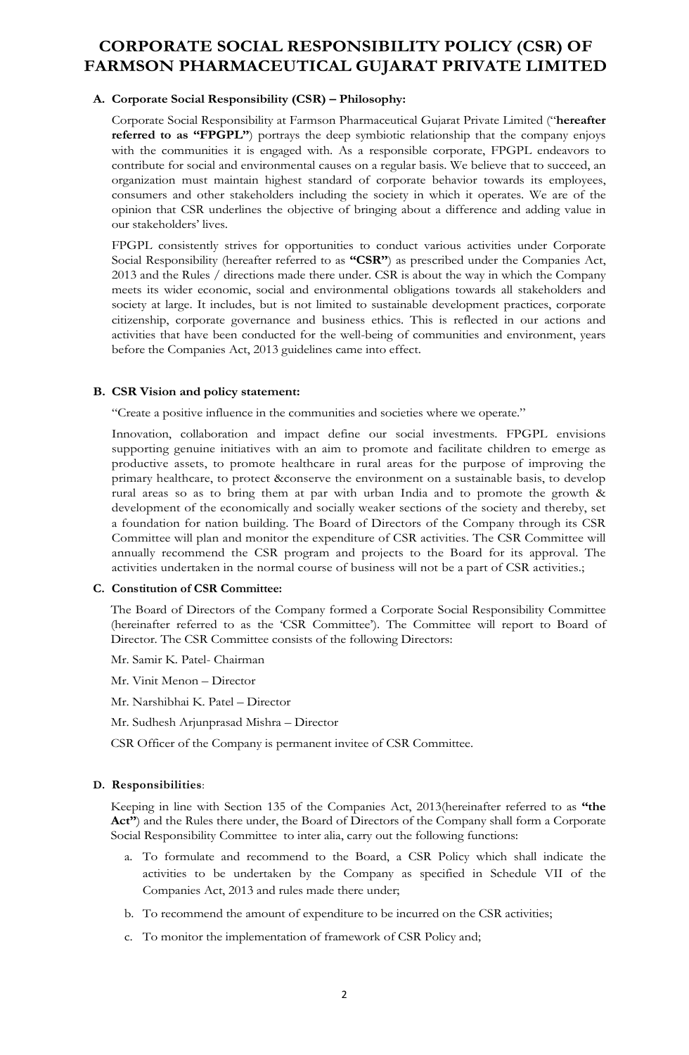# CORPORATE SOCIAL RESPONSIBILITY POLICY (CSR) OF FARMSON PHARMACEUTICAL GUJARAT PRIVATE LIMITED

## A. Corporate Social Responsibility (CSR) – Philosophy:

Corporate Social Responsibility at Farmson Pharmaceutical Gujarat Private Limited ("**hereafter referred to as "FPGPL"**) portrays the deep symbiotic relationship that the company enjoys with the communities it is engaged with. As a responsible corporate, FPGPL endeavors to contribute for social and environmental causes on a regular basis. We believe that to succeed, an organization must maintain highest standard of corporate behavior towards its employees, consumers and other stakeholders including the society in which it operates. We are of the opinion that CSR underlines the objective of bringing about a difference and adding value in our stakeholders' lives.

FPGPL consistently strives for opportunities to conduct various activities under Corporate Social Responsibility (hereafter referred to as **"CSR"**) as prescribed under the Companies Act, 2013 and the Rules / directions made there under. CSR is about the way in which the Company meets its wider economic, social and environmental obligations towards all stakeholders and society at large. It includes, but is not limited to sustainable development practices, corporate citizenship, corporate governance and business ethics. This is reflected in our actions and activities that have been conducted for the well-being of communities and environment, years before the Companies Act, 2013 guidelines came into effect.

## B. CSR Vision and policy statement:

"Create a positive influence in the communities and societies where we operate."

Innovation, collaboration and impact define our social investments. FPGPL envisions supporting genuine initiatives with an aim to promote and facilitate children to emerge as productive assets, to promote healthcare in rural areas for the purpose of improving the primary healthcare, to protect &conserve the environment on a sustainable basis, to develop rural areas so as to bring them at par with urban India and to promote the growth & development of the economically and socially weaker sections of the society and thereby, set a foundation for nation building. The Board of Directors of the Company through its CSR Committee will plan and monitor the expenditure of CSR activities. The CSR Committee will annually recommend the CSR program and projects to the Board for its approval. The activities undertaken in the normal course of business will not be a part of CSR activities.;

## C. Constitution of CSR Committee:

The Board of Directors of the Company formed a Corporate Social Responsibility Committee (hereinafter referred to as the 'CSR Committee'). The Committee will report to Board of Director. The CSR Committee consists of the following Directors:

Mr. Samir K. Patel- Chairman

Mr. Vinit Menon – Director

Mr. Narshibhai K. Patel – Director

Mr. Sudhesh Arjunprasad Mishra – Director

CSR Officer of the Company is permanent invitee of CSR Committee.

## D. Responsibilities:

Keeping in line with Section 135 of the Companies Act, 2013(hereinafter referred to as **"the Act"**) and the Rules there under, the Board of Directors of the Company shall form a Corporate Social Responsibility Committee to inter alia, carry out the following functions:

a. To formulate and recommend to the Board, a CSR Policy which shall indicate the activities to be undertaken by the Company as specified in Schedule VII of the Companies Act, 2013 and rules made there under;

b. To recommend the amount of expenditure to be incurred on the CSR activities;

c. To monitor the implementation of framework of CSR Policy and;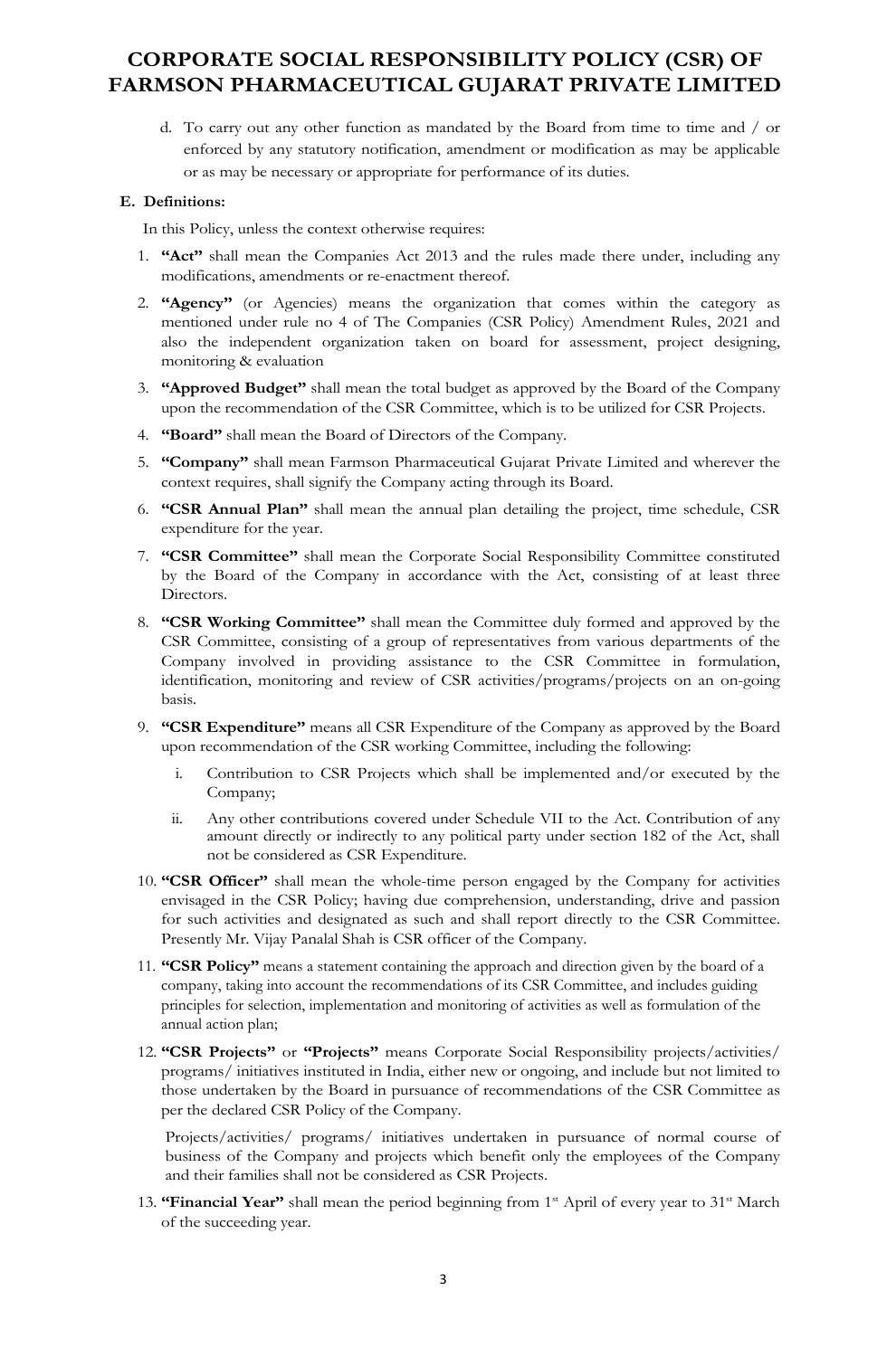d. To carry out any other function as mandated by the Board from time to time and / or enforced by any statutory notification, amendment or modification as may be applicable or as may be necessary or appropriate for performance of its duties.

**E. Definitions:**

In this Policy, unless the context otherwise requires:

1. **"Act"** shall mean the Companies Act 2013 and the rules made there under, including any modifications, amendments or re-enactment thereof.
2. **"Agency"** (or Agencies) means the organization that comes within the category as mentioned under rule no 4 of The Companies (CSR Policy) Amendment Rules, 2021 and also the independent organization taken on board for assessment, project designing, monitoring & evaluation
3. **"Approved Budget"** shall mean the total budget as approved by the Board of the Company upon the recommendation of the CSR Committee, which is to be utilized for CSR Projects.
4. **"Board"** shall mean the Board of Directors of the Company.
5. **"Company"** shall mean Farmson Pharmaceutical Gujarat Private Limited and wherever the context requires, shall signify the Company acting through its Board.
6. **"CSR Annual Plan"** shall mean the annual plan detailing the project, time schedule, CSR expenditure for the year.
7. **"CSR Committee"** shall mean the Corporate Social Responsibility Committee constituted by the Board of the Company in accordance with the Act, consisting of at least three Directors.
8. **"CSR Working Committee"** shall mean the Committee duly formed and approved by the CSR Committee, consisting of a group of representatives from various departments of the Company involved in providing assistance to the CSR Committee in formulation, identification, monitoring and review of CSR activities/programs/projects on an on-going basis.
9. **"CSR Expenditure"** means all CSR Expenditure of the Company as approved by the Board upon recommendation of the CSR working Committee, including the following:
   i. Contribution to CSR Projects which shall be implemented and/or executed by the Company;
   ii. Any other contributions covered under Schedule VII to the Act. Contribution of any amount directly or indirectly to any political party under section 182 of the Act, shall not be considered as CSR Expenditure.
10. **"CSR Officer"** shall mean the whole-time person engaged by the Company for activities envisaged in the CSR Policy; having due comprehension, understanding, drive and passion for such activities and designated as such and shall report directly to the CSR Committee. Presently Mr. Vijay Panalal Shah is CSR officer of the Company.
11. **"CSR Policy"** means a statement containing the approach and direction given by the board of a company, taking into account the recommendations of its CSR Committee, and includes guiding principles for selection, implementation and monitoring of activities as well as formulation of the annual action plan;
12. **"CSR Projects"** or **"Projects"** means Corporate Social Responsibility projects/activities/ programs/ initiatives instituted in India, either new or ongoing, and include but not limited to those undertaken by the Board in pursuance of recommendations of the CSR Committee as per the declared CSR Policy of the Company.

    Projects/activities/ programs/ initiatives undertaken in pursuance of normal course of business of the Company and projects which benefit only the employees of the Company and their families shall not be considered as CSR Projects.
13. **"Financial Year"** shall mean the period beginning from 1st April of every year to 31st March of the succeeding year.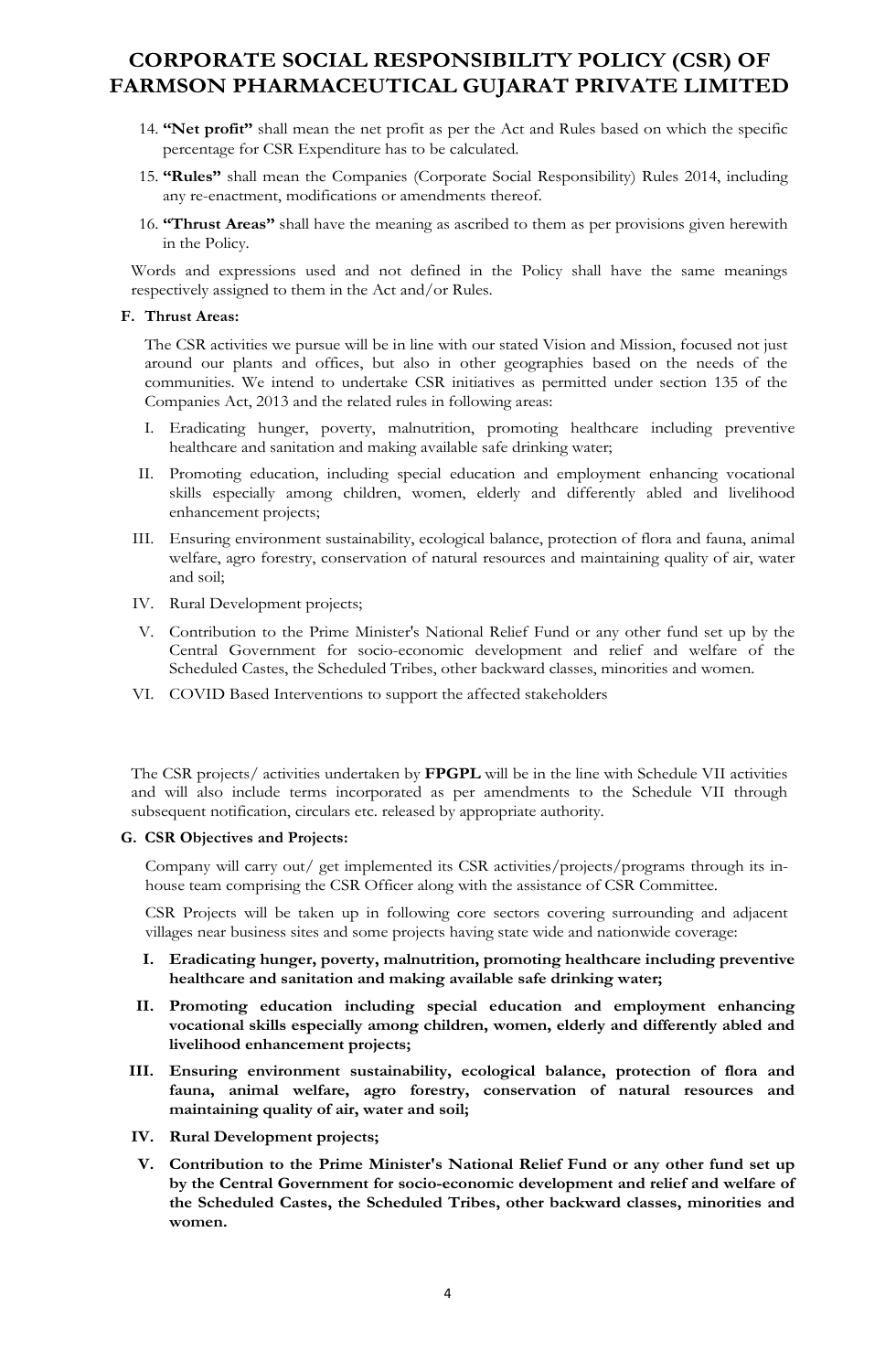# CORPORATE SOCIAL RESPONSIBILITY POLICY (CSR) OF FARMSON PHARMACEUTICAL GUJARAT PRIVATE LIMITED

14. **"Net profit"** shall mean the net profit as per the Act and Rules based on which the specific percentage for CSR Expenditure has to be calculated.
15. **"Rules"** shall mean the Companies (Corporate Social Responsibility) Rules 2014, including any re-enactment, modifications or amendments thereof.
16. **"Thrust Areas"** shall have the meaning as ascribed to them as per provisions given herewith in the Policy.

Words and expressions used and not defined in the Policy shall have the same meanings respectively assigned to them in the Act and/or Rules.

### F. Thrust Areas:

The CSR activities we pursue will be in line with our stated Vision and Mission, focused not just around our plants and offices, but also in other geographies based on the needs of the communities. We intend to undertake CSR initiatives as permitted under section 135 of the Companies Act, 2013 and the related rules in following areas:

I. Eradicating hunger, poverty, malnutrition, promoting healthcare including preventive healthcare and sanitation and making available safe drinking water;

II. Promoting education, including special education and employment enhancing vocational skills especially among children, women, elderly and differently abled and livelihood enhancement projects;

III. Ensuring environment sustainability, ecological balance, protection of flora and fauna, animal welfare, agro forestry, conservation of natural resources and maintaining quality of air, water and soil;

IV. Rural Development projects;

V. Contribution to the Prime Minister's National Relief Fund or any other fund set up by the Central Government for socio-economic development and relief and welfare of the Scheduled Castes, the Scheduled Tribes, other backward classes, minorities and women.

VI. COVID Based Interventions to support the affected stakeholders

The CSR projects/ activities undertaken by **FPGPL** will be in the line with Schedule VII activities and will also include terms incorporated as per amendments to the Schedule VII through subsequent notification, circulars etc. released by appropriate authority.

### G. CSR Objectives and Projects:

Company will carry out/ get implemented its CSR activities/projects/programs through its in-house team comprising the CSR Officer along with the assistance of CSR Committee.

CSR Projects will be taken up in following core sectors covering surrounding and adjacent villages near business sites and some projects having state wide and nationwide coverage:

**I. Eradicating hunger, poverty, malnutrition, promoting healthcare including preventive healthcare and sanitation and making available safe drinking water;**

**II. Promoting education including special education and employment enhancing vocational skills especially among children, women, elderly and differently abled and livelihood enhancement projects;**

**III. Ensuring environment sustainability, ecological balance, protection of flora and fauna, animal welfare, agro forestry, conservation of natural resources and maintaining quality of air, water and soil;**

**IV. Rural Development projects;**

**V. Contribution to the Prime Minister's National Relief Fund or any other fund set up by the Central Government for socio-economic development and relief and welfare of the Scheduled Castes, the Scheduled Tribes, other backward classes, minorities and women.**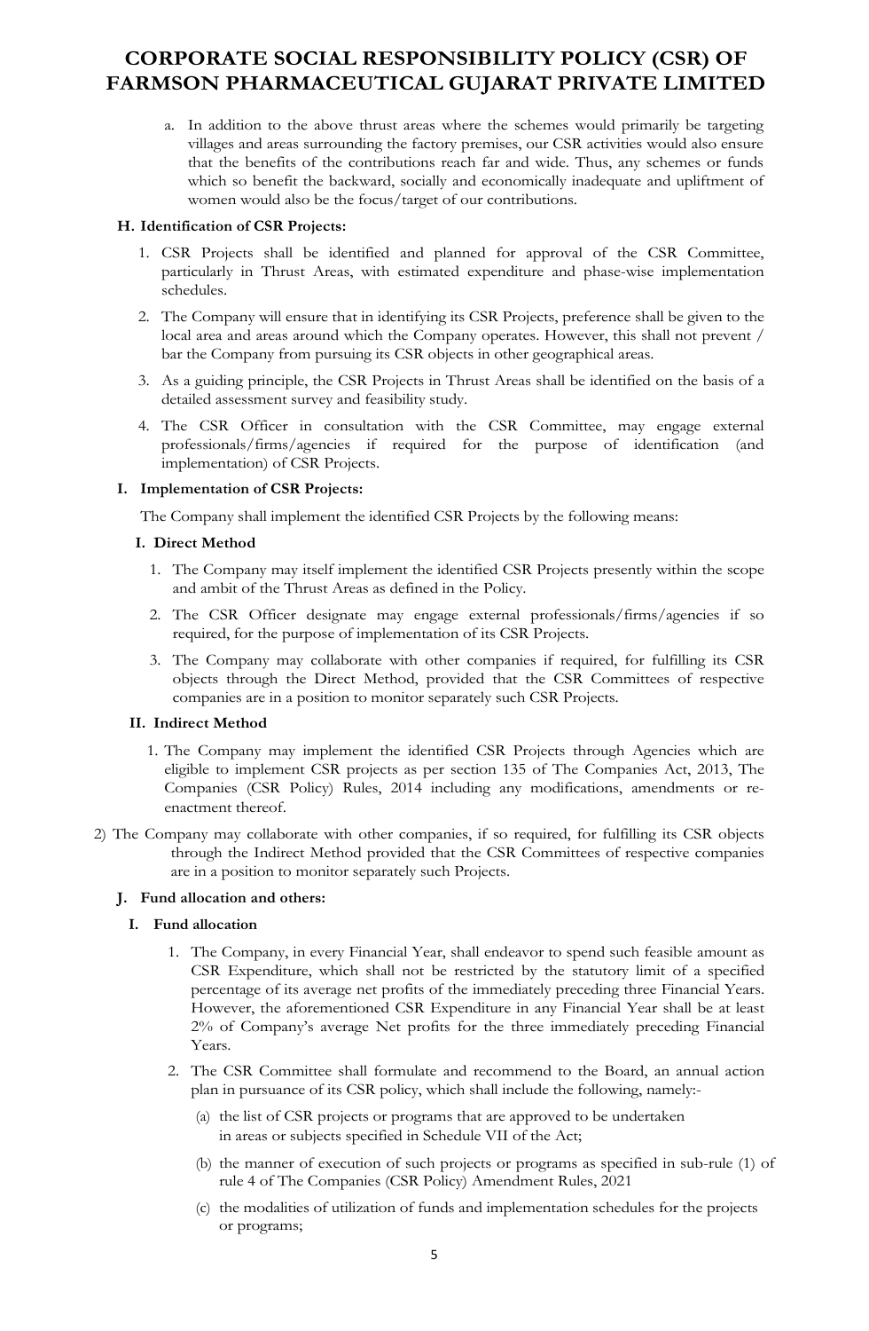a. In addition to the above thrust areas where the schemes would primarily be targeting villages and areas surrounding the factory premises, our CSR activities would also ensure that the benefits of the contributions reach far and wide. Thus, any schemes or funds which so benefit the backward, socially and economically inadequate and upliftment of women would also be the focus/target of our contributions.

### H. Identification of CSR Projects:

1. CSR Projects shall be identified and planned for approval of the CSR Committee, particularly in Thrust Areas, with estimated expenditure and phase-wise implementation schedules.
2. The Company will ensure that in identifying its CSR Projects, preference shall be given to the local area and areas around which the Company operates. However, this shall not prevent / bar the Company from pursuing its CSR objects in other geographical areas.
3. As a guiding principle, the CSR Projects in Thrust Areas shall be identified on the basis of a detailed assessment survey and feasibility study.
4. The CSR Officer in consultation with the CSR Committee, may engage external professionals/firms/agencies if required for the purpose of identification (and implementation) of CSR Projects.

### I. Implementation of CSR Projects:

The Company shall implement the identified CSR Projects by the following means:

#### I. Direct Method

1. The Company may itself implement the identified CSR Projects presently within the scope and ambit of the Thrust Areas as defined in the Policy.
2. The CSR Officer designate may engage external professionals/firms/agencies if so required, for the purpose of implementation of its CSR Projects.
3. The Company may collaborate with other companies if required, for fulfilling its CSR objects through the Direct Method, provided that the CSR Committees of respective companies are in a position to monitor separately such CSR Projects.

#### II. Indirect Method

1. The Company may implement the identified CSR Projects through Agencies which are eligible to implement CSR projects as per section 135 of The Companies Act, 2013, The Companies (CSR Policy) Rules, 2014 including any modifications, amendments or re-enactment thereof.

2) The Company may collaborate with other companies, if so required, for fulfilling its CSR objects through the Indirect Method provided that the CSR Committees of respective companies are in a position to monitor separately such Projects.

### J. Fund allocation and others:

#### I. Fund allocation

1. The Company, in every Financial Year, shall endeavor to spend such feasible amount as CSR Expenditure, which shall not be restricted by the statutory limit of a specified percentage of its average net profits of the immediately preceding three Financial Years. However, the aforementioned CSR Expenditure in any Financial Year shall be at least 2% of Company's average Net profits for the three immediately preceding Financial Years.
2. The CSR Committee shall formulate and recommend to the Board, an annual action plan in pursuance of its CSR policy, which shall include the following, namely:-

   (a) the list of CSR projects or programs that are approved to be undertaken in areas or subjects specified in Schedule VII of the Act;

   (b) the manner of execution of such projects or programs as specified in sub-rule (1) of rule 4 of The Companies (CSR Policy) Amendment Rules, 2021

   (c) the modalities of utilization of funds and implementation schedules for the projects or programs;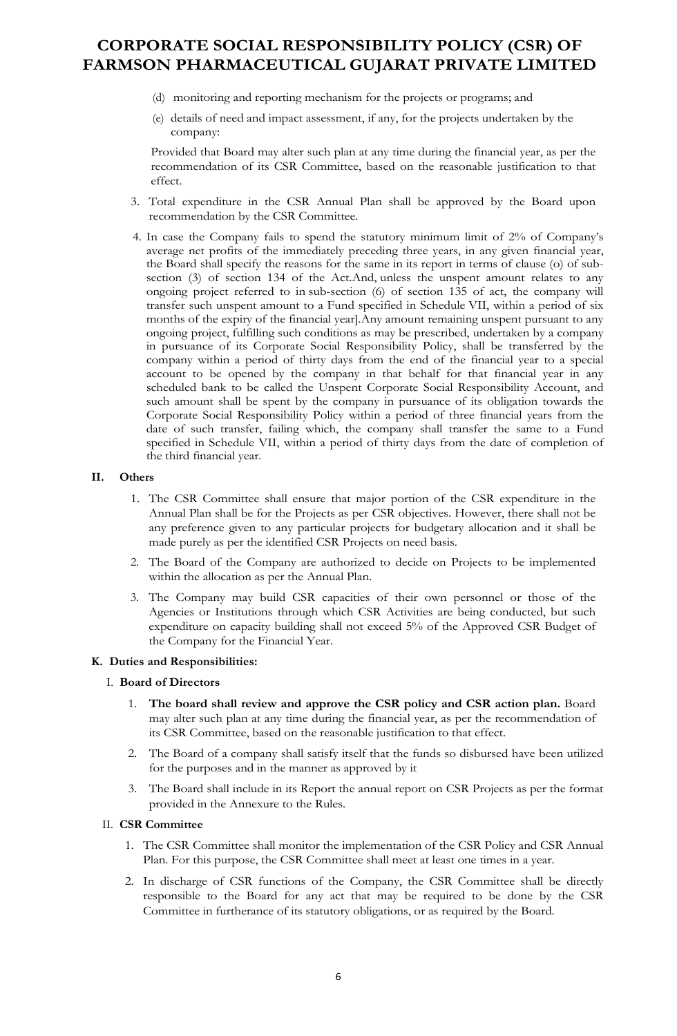(d) monitoring and reporting mechanism for the projects or programs; and

(e) details of need and impact assessment, if any, for the projects undertaken by the company:

Provided that Board may alter such plan at any time during the financial year, as per the recommendation of its CSR Committee, based on the reasonable justification to that effect.

3. Total expenditure in the CSR Annual Plan shall be approved by the Board upon recommendation by the CSR Committee.

4. In case the Company fails to spend the statutory minimum limit of 2% of Company's average net profits of the immediately preceding three years, in any given financial year, the Board shall specify the reasons for the same in its report in terms of clause (o) of sub-section (3) of section 134 of the Act.And, unless the unspent amount relates to any ongoing project referred to in sub-section (6) of section 135 of act, the company will transfer such unspent amount to a Fund specified in Schedule VII, within a period of six months of the expiry of the financial year].Any amount remaining unspent pursuant to any ongoing project, fulfilling such conditions as may be prescribed, undertaken by a company in pursuance of its Corporate Social Responsibility Policy, shall be transferred by the company within a period of thirty days from the end of the financial year to a special account to be opened by the company in that behalf for that financial year in any scheduled bank to be called the Unspent Corporate Social Responsibility Account, and such amount shall be spent by the company in pursuance of its obligation towards the Corporate Social Responsibility Policy within a period of three financial years from the date of such transfer, failing which, the company shall transfer the same to a Fund specified in Schedule VII, within a period of thirty days from the date of completion of the third financial year.

### II. Others

1. The CSR Committee shall ensure that major portion of the CSR expenditure in the Annual Plan shall be for the Projects as per CSR objectives. However, there shall not be any preference given to any particular projects for budgetary allocation and it shall be made purely as per the identified CSR Projects on need basis.
2. The Board of the Company are authorized to decide on Projects to be implemented within the allocation as per the Annual Plan.
3. The Company may build CSR capacities of their own personnel or those of the Agencies or Institutions through which CSR Activities are being conducted, but such expenditure on capacity building shall not exceed 5% of the Approved CSR Budget of the Company for the Financial Year.

## K. Duties and Responsibilities:

### I. Board of Directors

1. **The board shall review and approve the CSR policy and CSR action plan.** Board may alter such plan at any time during the financial year, as per the recommendation of its CSR Committee, based on the reasonable justification to that effect.
2. The Board of a company shall satisfy itself that the funds so disbursed have been utilized for the purposes and in the manner as approved by it
3. The Board shall include in its Report the annual report on CSR Projects as per the format provided in the Annexure to the Rules.

### II. CSR Committee

1. The CSR Committee shall monitor the implementation of the CSR Policy and CSR Annual Plan. For this purpose, the CSR Committee shall meet at least one times in a year.
2. In discharge of CSR functions of the Company, the CSR Committee shall be directly responsible to the Board for any act that may be required to be done by the CSR Committee in furtherance of its statutory obligations, or as required by the Board.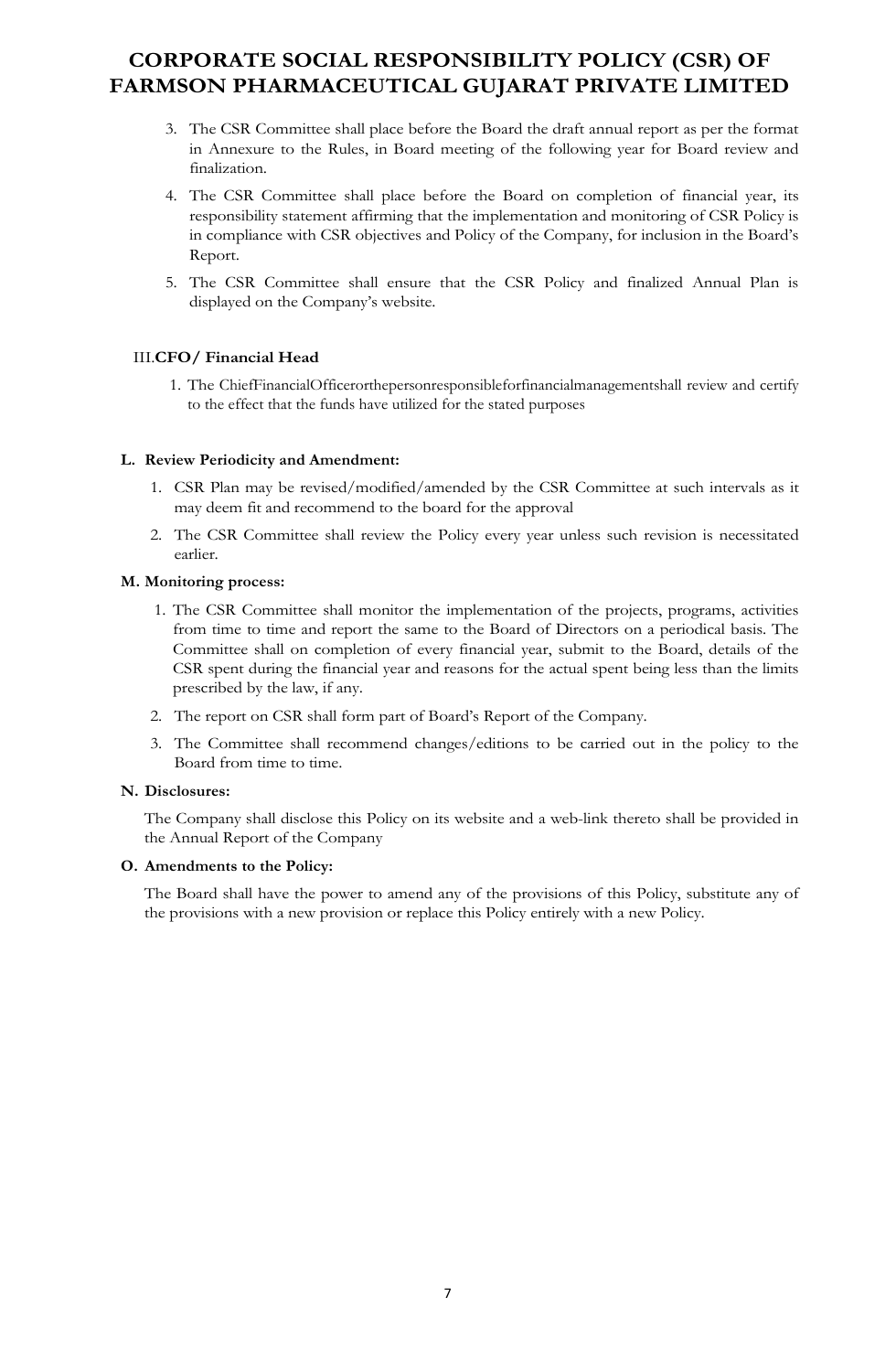# CORPORATE SOCIAL RESPONSIBILITY POLICY (CSR) OF FARMSON PHARMACEUTICAL GUJARAT PRIVATE LIMITED

3. The CSR Committee shall place before the Board the draft annual report as per the format in Annexure to the Rules, in Board meeting of the following year for Board review and finalization.
4. The CSR Committee shall place before the Board on completion of financial year, its responsibility statement affirming that the implementation and monitoring of CSR Policy is in compliance with CSR objectives and Policy of the Company, for inclusion in the Board's Report.
5. The CSR Committee shall ensure that the CSR Policy and finalized Annual Plan is displayed on the Company's website.

III. **CFO/ Financial Head**

1. The ChiefFinancialOfficerorthepersonresponsibleforfinancialmanagementshall review and certify to the effect that the funds have utilized for the stated purposes

**L. Review Periodicity and Amendment:**

1. CSR Plan may be revised/modified/amended by the CSR Committee at such intervals as it may deem fit and recommend to the board for the approval
2. The CSR Committee shall review the Policy every year unless such revision is necessitated earlier.

**M. Monitoring process:**

1. The CSR Committee shall monitor the implementation of the projects, programs, activities from time to time and report the same to the Board of Directors on a periodical basis. The Committee shall on completion of every financial year, submit to the Board, details of the CSR spent during the financial year and reasons for the actual spent being less than the limits prescribed by the law, if any.
2. The report on CSR shall form part of Board's Report of the Company.
3. The Committee shall recommend changes/editions to be carried out in the policy to the Board from time to time.

**N. Disclosures:**

The Company shall disclose this Policy on its website and a web-link thereto shall be provided in the Annual Report of the Company

**O. Amendments to the Policy:**

The Board shall have the power to amend any of the provisions of this Policy, substitute any of the provisions with a new provision or replace this Policy entirely with a new Policy.